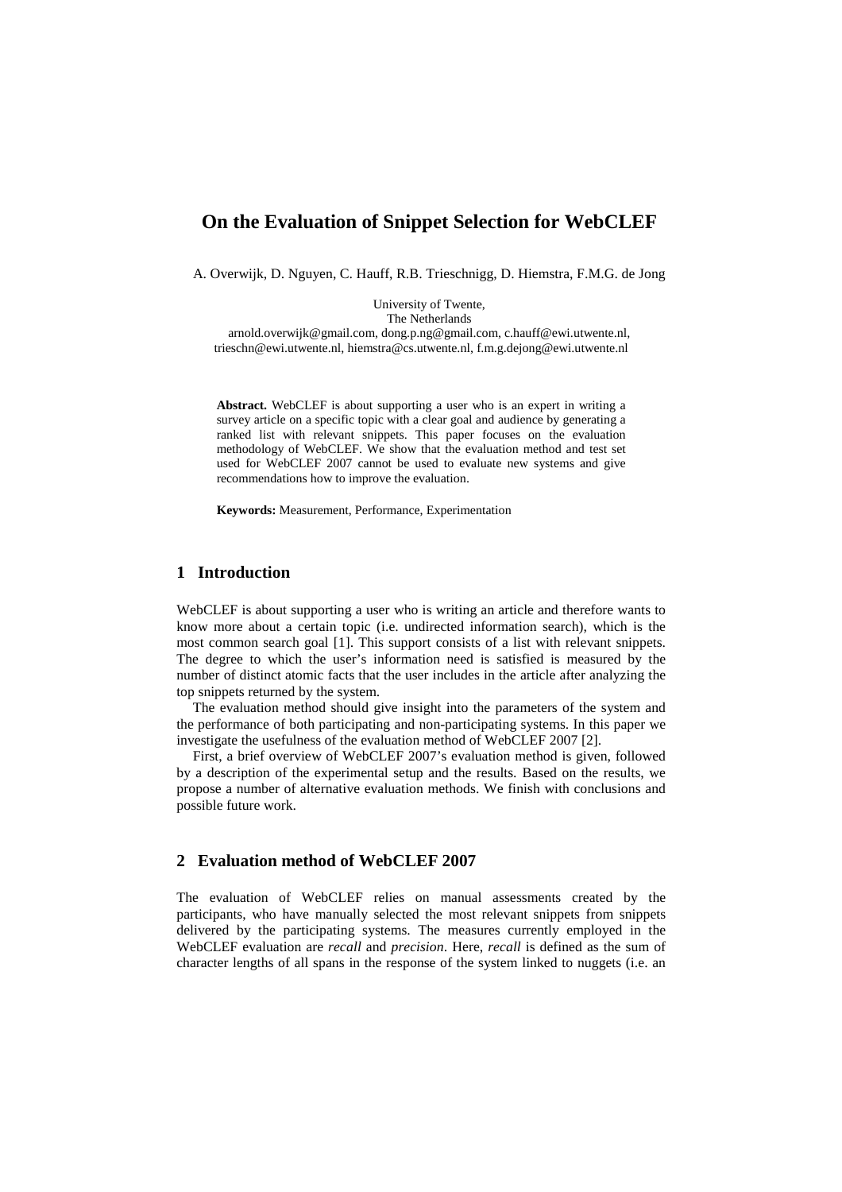# On the Evaluation of Snippet Selection for WebCLEF

A. Overwijk, D. Nguyen, C. Hauff, R.B. Trieschnigg, D. Hiemstra, F.M.G. de Jong

University of Twente,
The Netherlands
arnold.overwijk@gmail.com, dong.p.ng@gmail.com, c.hauff@ewi.utwente.nl,
trieschn@ewi.utwente.nl, hiemstra@cs.utwente.nl, f.m.g.dejong@ewi.utwente.nl

**Abstract.** WebCLEF is about supporting a user who is an expert in writing a survey article on a specific topic with a clear goal and audience by generating a ranked list with relevant snippets. This paper focuses on the evaluation methodology of WebCLEF. We show that the evaluation method and test set used for WebCLEF 2007 cannot be used to evaluate new systems and give recommendations how to improve the evaluation.

**Keywords:** Measurement, Performance, Experimentation

## 1 Introduction

WebCLEF is about supporting a user who is writing an article and therefore wants to know more about a certain topic (i.e. undirected information search), which is the most common search goal [1]. This support consists of a list with relevant snippets. The degree to which the user's information need is satisfied is measured by the number of distinct atomic facts that the user includes in the article after analyzing the top snippets returned by the system.

The evaluation method should give insight into the parameters of the system and the performance of both participating and non-participating systems. In this paper we investigate the usefulness of the evaluation method of WebCLEF 2007 [2].

First, a brief overview of WebCLEF 2007's evaluation method is given, followed by a description of the experimental setup and the results. Based on the results, we propose a number of alternative evaluation methods. We finish with conclusions and possible future work.

## 2 Evaluation method of WebCLEF 2007

The evaluation of WebCLEF relies on manual assessments created by the participants, who have manually selected the most relevant snippets from snippets delivered by the participating systems. The measures currently employed in the WebCLEF evaluation are *recall* and *precision*. Here, *recall* is defined as the sum of character lengths of all spans in the response of the system linked to nuggets (i.e. an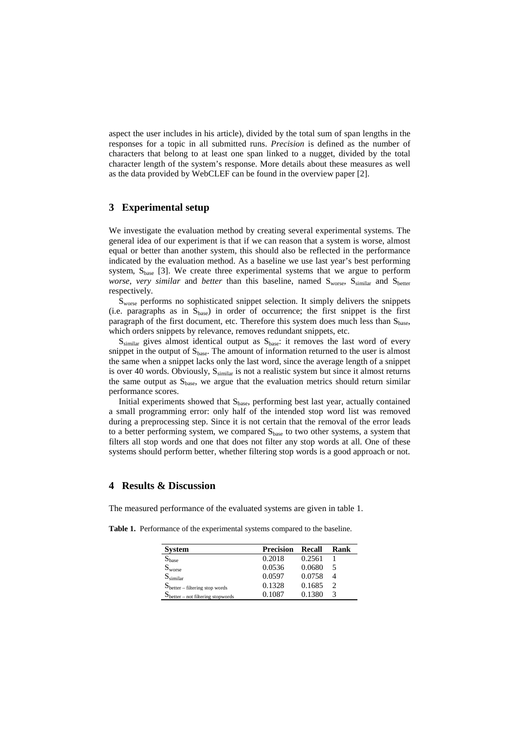aspect the user includes in his article), divided by the total sum of span lengths in the responses for a topic in all submitted runs. *Precision* is defined as the number of characters that belong to at least one span linked to a nugget, divided by the total character length of the system's response. More details about these measures as well as the data provided by WebCLEF can be found in the overview paper [2].

## 3 Experimental setup

We investigate the evaluation method by creating several experimental systems. The general idea of our experiment is that if we can reason that a system is worse, almost equal or better than another system, this should also be reflected in the performance indicated by the evaluation method. As a baseline we use last year's best performing system, $S_{base}$ [3]. We create three experimental systems that we argue to perform *worse*, *very similar* and *better* than this baseline, named $S_{worse}$, $S_{similar}$ and $S_{better}$ respectively.

$S_{worse}$ performs no sophisticated snippet selection. It simply delivers the snippets (i.e. paragraphs as in $S_{base}$) in order of occurrence; the first snippet is the first paragraph of the first document, etc. Therefore this system does much less than $S_{base}$, which orders snippets by relevance, removes redundant snippets, etc.

$S_{similar}$ gives almost identical output as $S_{base}$: it removes the last word of every snippet in the output of $S_{base}$. The amount of information returned to the user is almost the same when a snippet lacks only the last word, since the average length of a snippet is over 40 words. Obviously, $S_{similar}$ is not a realistic system but since it almost returns the same output as $S_{base}$, we argue that the evaluation metrics should return similar performance scores.

Initial experiments showed that $S_{base}$, performing best last year, actually contained a small programming error: only half of the intended stop word list was removed during a preprocessing step. Since it is not certain that the removal of the error leads to a better performing system, we compared $S_{base}$ to two other systems, a system that filters all stop words and one that does not filter any stop words at all. One of these systems should perform better, whether filtering stop words is a good approach or not.

## 4 Results & Discussion

The measured performance of the evaluated systems are given in table 1.

**Table 1.** Performance of the experimental systems compared to the baseline.

| System | Precision | Recall | Rank |
|---|---|---|---|
| $S_{base}$ | 0.2018 | 0.2561 | 1 |
| $S_{worse}$ | 0.0536 | 0.0680 | 5 |
| $S_{similar}$ | 0.0597 | 0.0758 | 4 |
| $S_{better - filtering\ stop\ words}$ | 0.1328 | 0.1685 | 2 |
| $S_{better - not\ filtering\ stopwords}$ | 0.1087 | 0.1380 | 3 |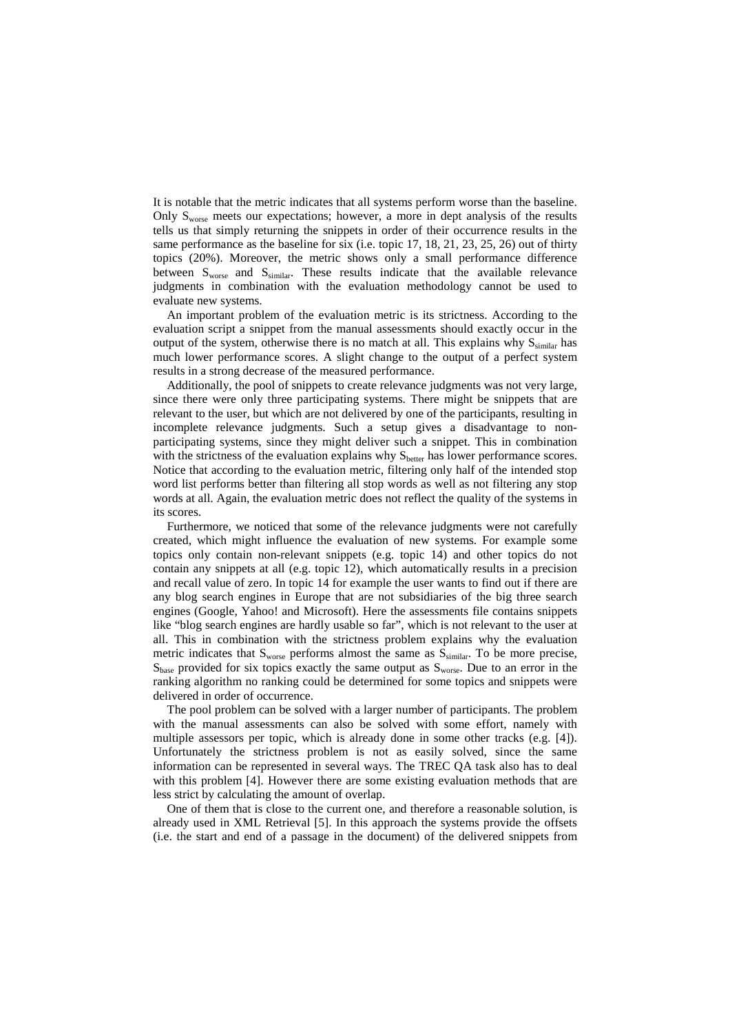It is notable that the metric indicates that all systems perform worse than the baseline. Only $S_{worse}$ meets our expectations; however, a more in dept analysis of the results tells us that simply returning the snippets in order of their occurrence results in the same performance as the baseline for six (i.e. topic 17, 18, 21, 23, 25, 26) out of thirty topics (20%). Moreover, the metric shows only a small performance difference between $S_{worse}$ and $S_{similar}$. These results indicate that the available relevance judgments in combination with the evaluation methodology cannot be used to evaluate new systems.

An important problem of the evaluation metric is its strictness. According to the evaluation script a snippet from the manual assessments should exactly occur in the output of the system, otherwise there is no match at all. This explains why $S_{similar}$ has much lower performance scores. A slight change to the output of a perfect system results in a strong decrease of the measured performance.

Additionally, the pool of snippets to create relevance judgments was not very large, since there were only three participating systems. There might be snippets that are relevant to the user, but which are not delivered by one of the participants, resulting in incomplete relevance judgments. Such a setup gives a disadvantage to non-participating systems, since they might deliver such a snippet. This in combination with the strictness of the evaluation explains why $S_{better}$ has lower performance scores. Notice that according to the evaluation metric, filtering only half of the intended stop word list performs better than filtering all stop words as well as not filtering any stop words at all. Again, the evaluation metric does not reflect the quality of the systems in its scores.

Furthermore, we noticed that some of the relevance judgments were not carefully created, which might influence the evaluation of new systems. For example some topics only contain non-relevant snippets (e.g. topic 14) and other topics do not contain any snippets at all (e.g. topic 12), which automatically results in a precision and recall value of zero. In topic 14 for example the user wants to find out if there are any blog search engines in Europe that are not subsidiaries of the big three search engines (Google, Yahoo! and Microsoft). Here the assessments file contains snippets like "blog search engines are hardly usable so far", which is not relevant to the user at all. This in combination with the strictness problem explains why the evaluation metric indicates that $S_{worse}$ performs almost the same as $S_{similar}$. To be more precise, $S_{base}$ provided for six topics exactly the same output as $S_{worse}$. Due to an error in the ranking algorithm no ranking could be determined for some topics and snippets were delivered in order of occurrence.

The pool problem can be solved with a larger number of participants. The problem with the manual assessments can also be solved with some effort, namely with multiple assessors per topic, which is already done in some other tracks (e.g. [4]). Unfortunately the strictness problem is not as easily solved, since the same information can be represented in several ways. The TREC QA task also has to deal with this problem [4]. However there are some existing evaluation methods that are less strict by calculating the amount of overlap.

One of them that is close to the current one, and therefore a reasonable solution, is already used in XML Retrieval [5]. In this approach the systems provide the offsets (i.e. the start and end of a passage in the document) of the delivered snippets from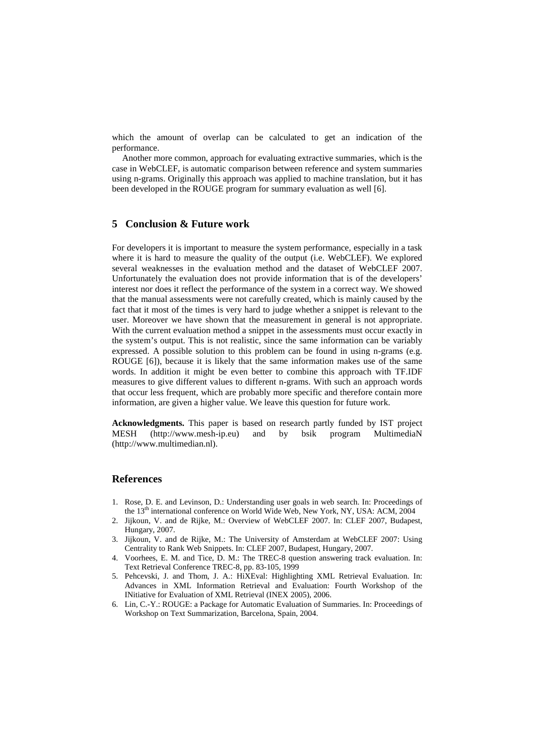which the amount of overlap can be calculated to get an indication of the performance.

Another more common, approach for evaluating extractive summaries, which is the case in WebCLEF, is automatic comparison between reference and system summaries using n-grams. Originally this approach was applied to machine translation, but it has been developed in the ROUGE program for summary evaluation as well [6].

## 5 Conclusion & Future work

For developers it is important to measure the system performance, especially in a task where it is hard to measure the quality of the output (i.e. WebCLEF). We explored several weaknesses in the evaluation method and the dataset of WebCLEF 2007. Unfortunately the evaluation does not provide information that is of the developers' interest nor does it reflect the performance of the system in a correct way. We showed that the manual assessments were not carefully created, which is mainly caused by the fact that it most of the times is very hard to judge whether a snippet is relevant to the user. Moreover we have shown that the measurement in general is not appropriate. With the current evaluation method a snippet in the assessments must occur exactly in the system's output. This is not realistic, since the same information can be variably expressed. A possible solution to this problem can be found in using n-grams (e.g. ROUGE [6]), because it is likely that the same information makes use of the same words. In addition it might be even better to combine this approach with TF.IDF measures to give different values to different n-grams. With such an approach words that occur less frequent, which are probably more specific and therefore contain more information, are given a higher value. We leave this question for future work.

**Acknowledgments.** This paper is based on research partly funded by IST project MESH (http://www.mesh-ip.eu) and by bsik program MultimediaN (http://www.multimedian.nl).

## References

1. Rose, D. E. and Levinson, D.: Understanding user goals in web search. In: Proceedings of the 13th international conference on World Wide Web, New York, NY, USA: ACM, 2004
2. Jijkoun, V. and de Rijke, M.: Overview of WebCLEF 2007. In: CLEF 2007, Budapest, Hungary, 2007.
3. Jijkoun, V. and de Rijke, M.: The University of Amsterdam at WebCLEF 2007: Using Centrality to Rank Web Snippets. In: CLEF 2007, Budapest, Hungary, 2007.
4. Voorhees, E. M. and Tice, D. M.: The TREC-8 question answering track evaluation. In: Text Retrieval Conference TREC-8, pp. 83-105, 1999
5. Pehcevski, J. and Thom, J. A.: HiXEval: Highlighting XML Retrieval Evaluation. In: Advances in XML Information Retrieval and Evaluation: Fourth Workshop of the INitiative for Evaluation of XML Retrieval (INEX 2005), 2006.
6. Lin, C.-Y.: ROUGE: a Package for Automatic Evaluation of Summaries. In: Proceedings of Workshop on Text Summarization, Barcelona, Spain, 2004.